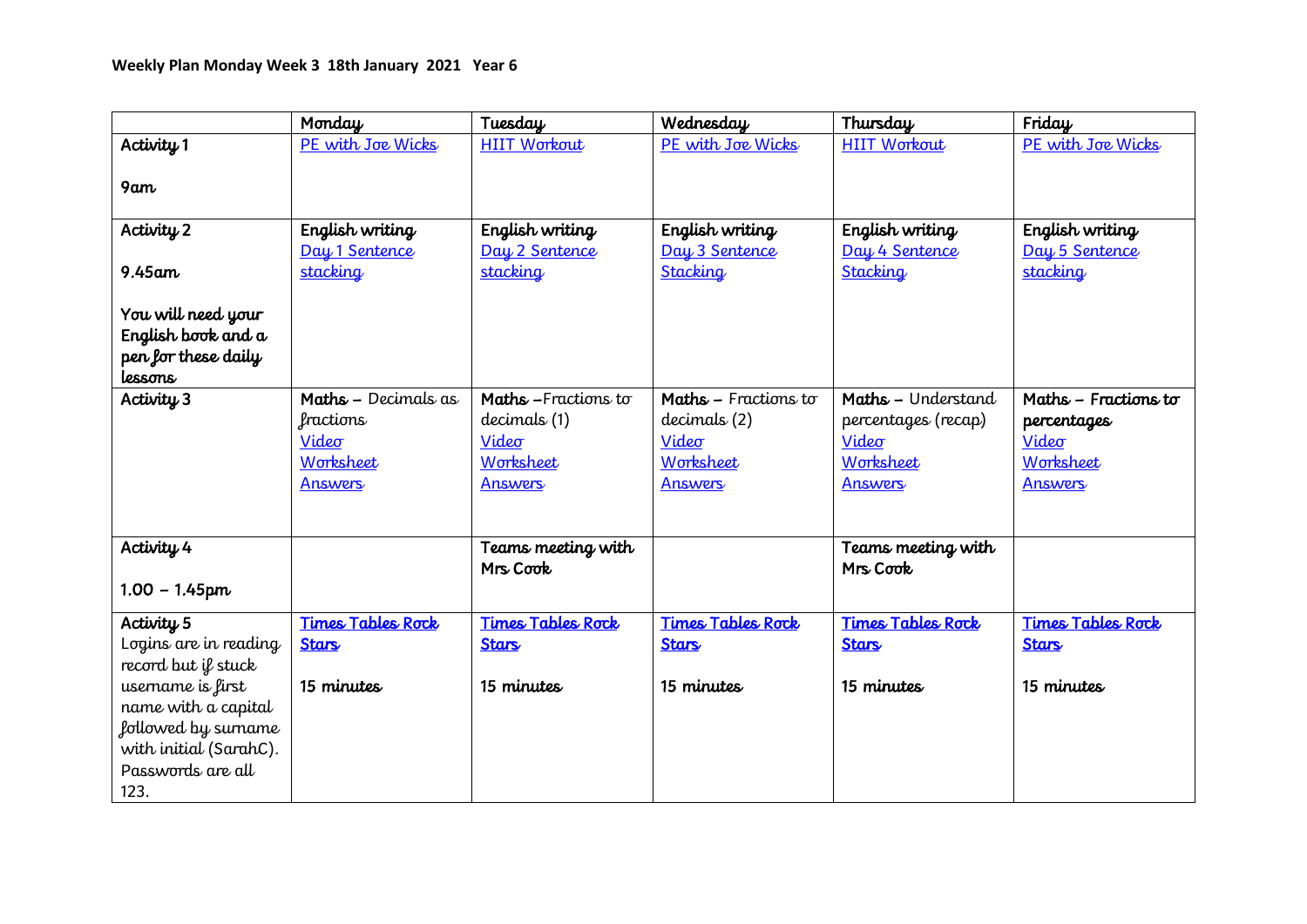**Weekly Plan Monday Week 3 18th January 2021 Year 6**

| | Monday | Tuesday | Wednesday | Thursday | Friday |
|---|---|---|---|---|---|
| Activity 1<br><br>9am | PE with Joe Wicks | HIIT Workout | PE with Joe Wicks | HIIT Workout | PE with Joe Wicks |
| Activity 2<br><br>9.45am<br><br>You will need your English book and a pen for these daily lessons | English writing<br>Day 1 Sentence stacking | English writing<br>Day 2 Sentence stacking | English writing<br>Day 3 Sentence Stacking | English writing<br>Day 4 Sentence Stacking | English writing<br>Day 5 Sentence stacking |
| Activity 3 | **Maths** – Decimals as fractions<br>Video<br>Worksheet<br>Answers | **Maths** –Fractions to decimals (1)<br>Video<br>Worksheet<br>Answers | **Maths** – Fractions to decimals (2)<br>Video<br>Worksheet<br>Answers | **Maths** – Understand percentages (recap)<br>Video<br>Worksheet<br>Answers | **Maths – Fractions to percentages**<br>Video<br>Worksheet<br>Answers |
| Activity 4<br><br>1.00 – 1.45pm | | Teams meeting with Mrs Cook | | Teams meeting with Mrs Cook | |
| Activity 5<br>Logins are in reading record but if stuck username is first name with a capital followed by surname with initial (SarahC). Passwords are all 123. | **Times Tables Rock Stars**<br><br>15 minutes | **Times Tables Rock Stars**<br><br>15 minutes | **Times Tables Rock Stars**<br><br>15 minutes | **Times Tables Rock Stars**<br><br>15 minutes | **Times Tables Rock Stars**<br><br>15 minutes |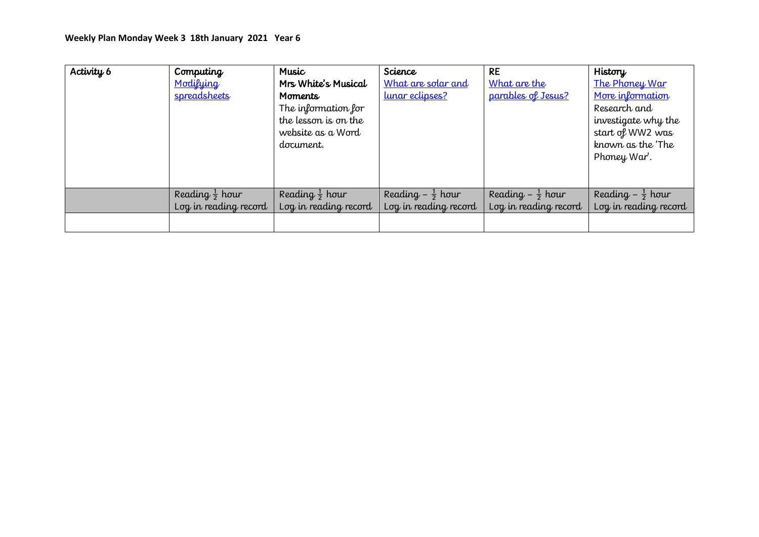**Weekly Plan Monday Week 3 18th January 2021 Year 6**

| | | | | | |
|---|---|---|---|---|---|
| Activity 6 | **Computing**<br>Modifying spreadsheets | **Music**<br>**Mrs White's Musical Moments**<br>The information for the lesson is on the website as a Word document. | **Science**<br>What are solar and lunar eclipses? | **RE**<br>What are the parables of Jesus? | **History**<br>The Phoney War<br>More information<br>Research and investigate why the start of WW2 was known as the 'The Phoney War'. |
| | Reading $\frac{1}{2}$ hour<br>Log in reading record | Reading $\frac{1}{2}$ hour<br>Log in reading record | Reading – $\frac{1}{2}$ hour<br>Log in reading record | Reading – $\frac{1}{2}$ hour<br>Log in reading record | Reading – $\frac{1}{2}$ hour<br>Log in reading record |
| | | | | | |